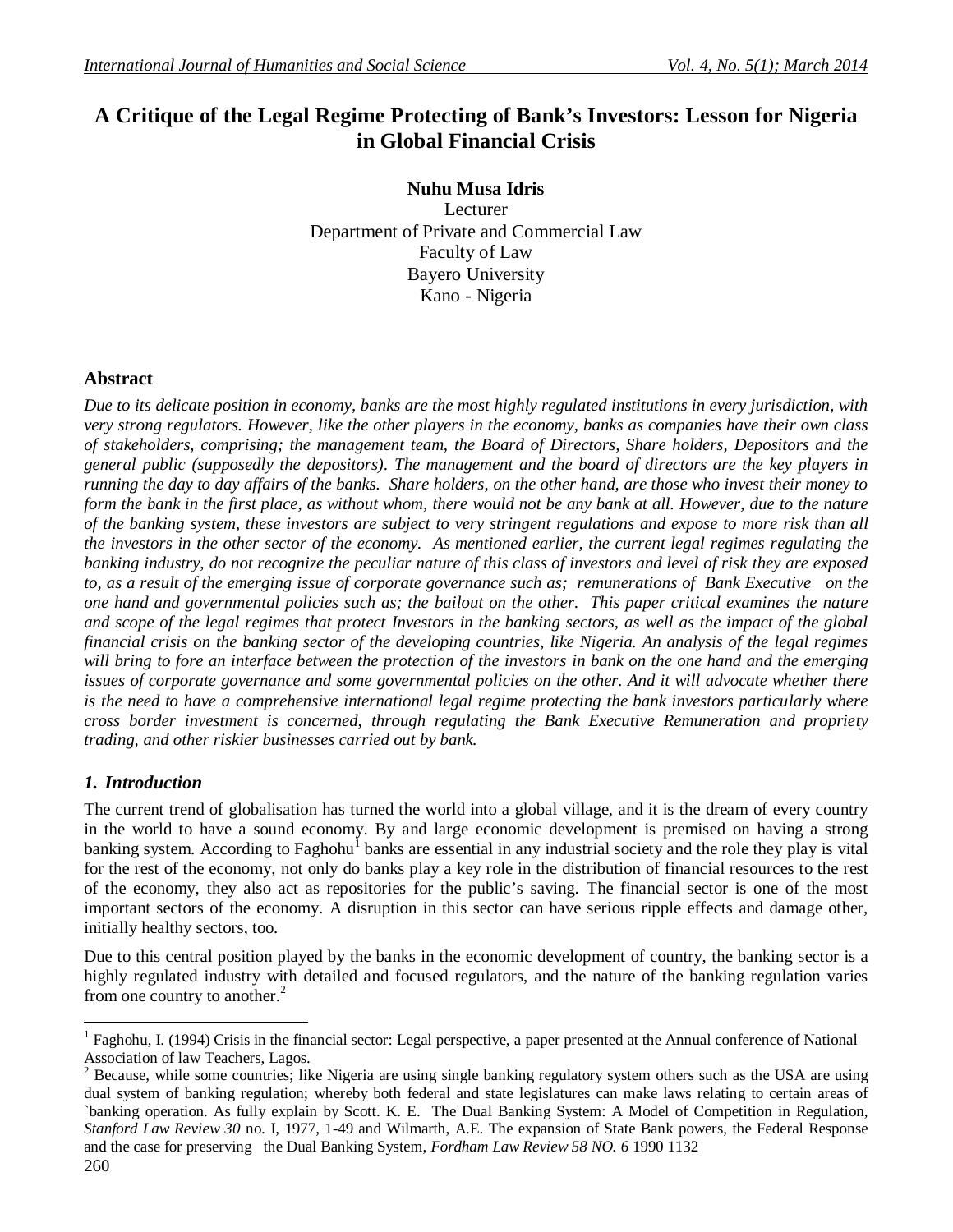# A Critique of the Legal Regime Protecting of Bank's Investors: Lesson for Nigeria in Global Financial Crisis

**Nuhu Musa Idris**
Lecturer
Department of Private and Commercial Law
Faculty of Law
Bayero University
Kano - Nigeria

## Abstract

*Due to its delicate position in economy, banks are the most highly regulated institutions in every jurisdiction, with very strong regulators. However, like the other players in the economy, banks as companies have their own class of stakeholders, comprising; the management team, the Board of Directors, Share holders, Depositors and the general public (supposedly the depositors). The management and the board of directors are the key players in running the day to day affairs of the banks. Share holders, on the other hand, are those who invest their money to form the bank in the first place, as without whom, there would not be any bank at all. However, due to the nature of the banking system, these investors are subject to very stringent regulations and expose to more risk than all the investors in the other sector of the economy. As mentioned earlier, the current legal regimes regulating the banking industry, do not recognize the peculiar nature of this class of investors and level of risk they are exposed to, as a result of the emerging issue of corporate governance such as; remunerations of Bank Executive on the one hand and governmental policies such as; the bailout on the other. This paper critical examines the nature and scope of the legal regimes that protect Investors in the banking sectors, as well as the impact of the global financial crisis on the banking sector of the developing countries, like Nigeria. An analysis of the legal regimes will bring to fore an interface between the protection of the investors in bank on the one hand and the emerging issues of corporate governance and some governmental policies on the other. And it will advocate whether there is the need to have a comprehensive international legal regime protecting the bank investors particularly where cross border investment is concerned, through regulating the Bank Executive Remuneration and propriety trading, and other riskier businesses carried out by bank.*

## *1. Introduction*

The current trend of globalisation has turned the world into a global village, and it is the dream of every country in the world to have a sound economy. By and large economic development is premised on having a strong banking system. According to Faghohu[1] banks are essential in any industrial society and the role they play is vital for the rest of the economy, not only do banks play a key role in the distribution of financial resources to the rest of the economy, they also act as repositories for the public's saving. The financial sector is one of the most important sectors of the economy. A disruption in this sector can have serious ripple effects and damage other, initially healthy sectors, too.

Due to this central position played by the banks in the economic development of country, the banking sector is a highly regulated industry with detailed and focused regulators, and the nature of the banking regulation varies from one country to another.[2]

---

[1] Faghohu, I. (1994) Crisis in the financial sector: Legal perspective, a paper presented at the Annual conference of National Association of law Teachers, Lagos.

[2] Because, while some countries; like Nigeria are using single banking regulatory system others such as the USA are using dual system of banking regulation; whereby both federal and state legislatures can make laws relating to certain areas of `banking operation. As fully explain by Scott. K. E. The Dual Banking System: A Model of Competition in Regulation, *Stanford Law Review 30* no. I, 1977, 1-49 and Wilmarth, A.E. The expansion of State Bank powers, the Federal Response and the case for preserving the Dual Banking System, *Fordham Law Review 58 NO. 6* 1990 1132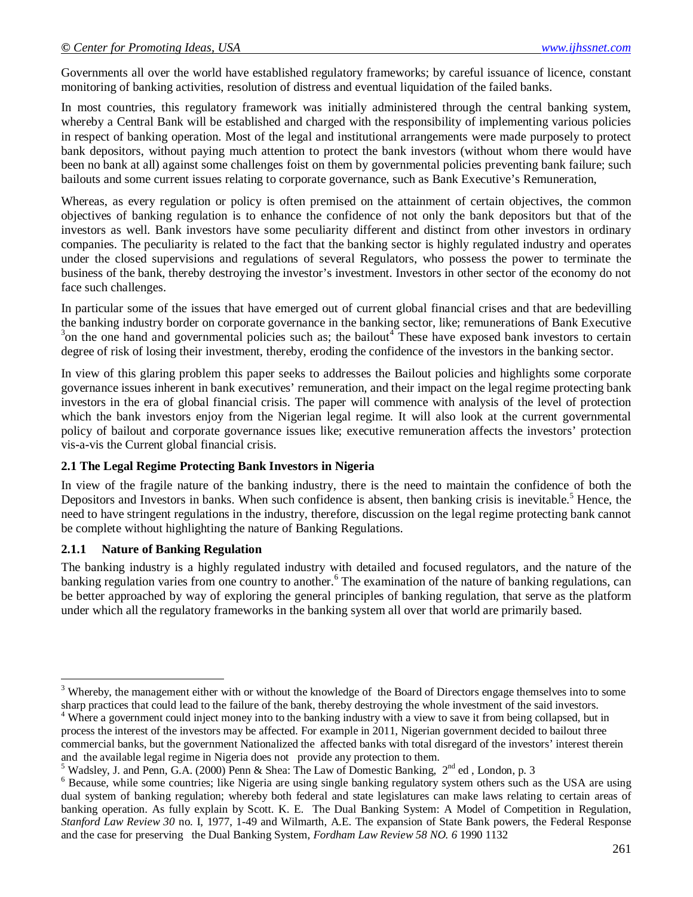Governments all over the world have established regulatory frameworks; by careful issuance of licence, constant monitoring of banking activities, resolution of distress and eventual liquidation of the failed banks.

In most countries, this regulatory framework was initially administered through the central banking system, whereby a Central Bank will be established and charged with the responsibility of implementing various policies in respect of banking operation. Most of the legal and institutional arrangements were made purposely to protect bank depositors, without paying much attention to protect the bank investors (without whom there would have been no bank at all) against some challenges foist on them by governmental policies preventing bank failure; such bailouts and some current issues relating to corporate governance, such as Bank Executive's Remuneration,

Whereas, as every regulation or policy is often premised on the attainment of certain objectives, the common objectives of banking regulation is to enhance the confidence of not only the bank depositors but that of the investors as well. Bank investors have some peculiarity different and distinct from other investors in ordinary companies. The peculiarity is related to the fact that the banking sector is highly regulated industry and operates under the closed supervisions and regulations of several Regulators, who possess the power to terminate the business of the bank, thereby destroying the investor's investment. Investors in other sector of the economy do not face such challenges.

In particular some of the issues that have emerged out of current global financial crises and that are bedevilling the banking industry border on corporate governance in the banking sector, like; remunerations of Bank Executive [3]on the one hand and governmental policies such as; the bailout[4] These have exposed bank investors to certain degree of risk of losing their investment, thereby, eroding the confidence of the investors in the banking sector.

In view of this glaring problem this paper seeks to addresses the Bailout policies and highlights some corporate governance issues inherent in bank executives' remuneration, and their impact on the legal regime protecting bank investors in the era of global financial crisis. The paper will commence with analysis of the level of protection which the bank investors enjoy from the Nigerian legal regime. It will also look at the current governmental policy of bailout and corporate governance issues like; executive remuneration affects the investors' protection vis-a-vis the Current global financial crisis.

### 2.1 The Legal Regime Protecting Bank Investors in Nigeria

In view of the fragile nature of the banking industry, there is the need to maintain the confidence of both the Depositors and Investors in banks. When such confidence is absent, then banking crisis is inevitable.[5] Hence, the need to have stringent regulations in the industry, therefore, discussion on the legal regime protecting bank cannot be complete without highlighting the nature of Banking Regulations.

#### 2.1.1 Nature of Banking Regulation

The banking industry is a highly regulated industry with detailed and focused regulators, and the nature of the banking regulation varies from one country to another.[6] The examination of the nature of banking regulations, can be better approached by way of exploring the general principles of banking regulation, that serve as the platform under which all the regulatory frameworks in the banking system all over that world are primarily based.

---

[3] Whereby, the management either with or without the knowledge of the Board of Directors engage themselves into to some sharp practices that could lead to the failure of the bank, thereby destroying the whole investment of the said investors.

[4] Where a government could inject money into to the banking industry with a view to save it from being collapsed, but in process the interest of the investors may be affected. For example in 2011, Nigerian government decided to bailout three commercial banks, but the government Nationalized the affected banks with total disregard of the investors' interest therein and the available legal regime in Nigeria does not provide any protection to them.

[5] Wadsley, J. and Penn, G.A. (2000) Penn & Shea: The Law of Domestic Banking, 2nd ed , London, p. 3

[6] Because, while some countries; like Nigeria are using single banking regulatory system others such as the USA are using dual system of banking regulation; whereby both federal and state legislatures can make laws relating to certain areas of banking operation. As fully explain by Scott. K. E. The Dual Banking System: A Model of Competition in Regulation, *Stanford Law Review 30* no. I, 1977, 1-49 and Wilmarth, A.E. The expansion of State Bank powers, the Federal Response and the case for preserving the Dual Banking System, *Fordham Law Review 58 NO. 6* 1990 1132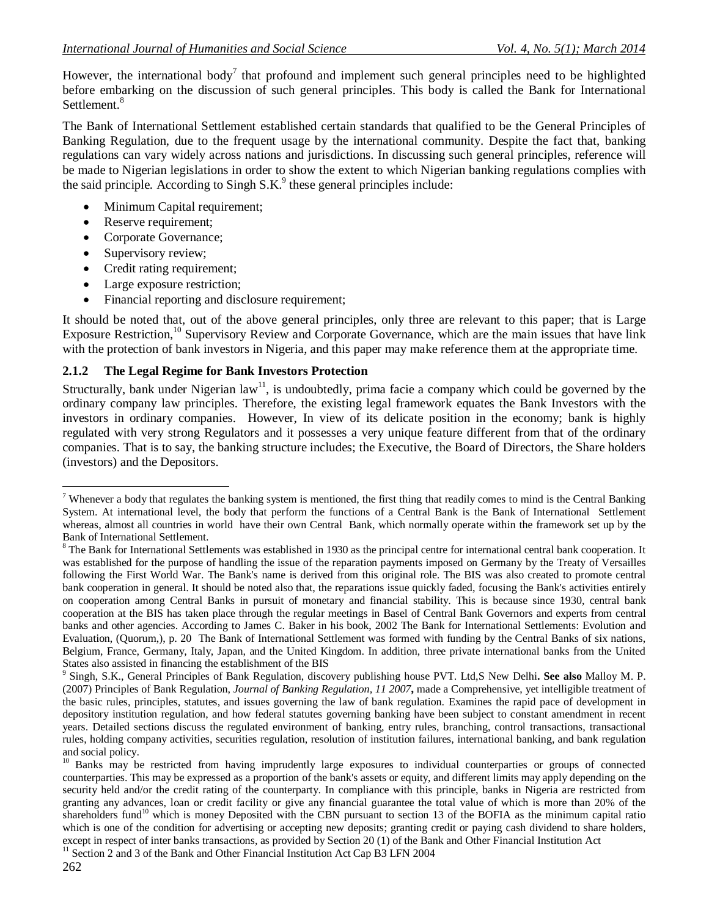However, the international body[7] that profound and implement such general principles need to be highlighted before embarking on the discussion of such general principles. This body is called the Bank for International Settlement.[8]

The Bank of International Settlement established certain standards that qualified to be the General Principles of Banking Regulation, due to the frequent usage by the international community. Despite the fact that, banking regulations can vary widely across nations and jurisdictions. In discussing such general principles, reference will be made to Nigerian legislations in order to show the extent to which Nigerian banking regulations complies with the said principle. According to Singh S.K.[9] these general principles include:

- Minimum Capital requirement;
- Reserve requirement;
- Corporate Governance;
- Supervisory review;
- Credit rating requirement;
- Large exposure restriction;
- Financial reporting and disclosure requirement;

It should be noted that, out of the above general principles, only three are relevant to this paper; that is Large Exposure Restriction,[10] Supervisory Review and Corporate Governance, which are the main issues that have link with the protection of bank investors in Nigeria, and this paper may make reference them at the appropriate time.

### 2.1.2 The Legal Regime for Bank Investors Protection

Structurally, bank under Nigerian law[11], is undoubtedly, prima facie a company which could be governed by the ordinary company law principles. Therefore, the existing legal framework equates the Bank Investors with the investors in ordinary companies. However, In view of its delicate position in the economy; bank is highly regulated with very strong Regulators and it possesses a very unique feature different from that of the ordinary companies. That is to say, the banking structure includes; the Executive, the Board of Directors, the Share holders (investors) and the Depositors.

---

[7] Whenever a body that regulates the banking system is mentioned, the first thing that readily comes to mind is the Central Banking System. At international level, the body that perform the functions of a Central Bank is the Bank of International Settlement whereas, almost all countries in world have their own Central Bank, which normally operate within the framework set up by the Bank of International Settlement.

[8] The Bank for International Settlements was established in 1930 as the principal centre for international central bank cooperation. It was established for the purpose of handling the issue of the reparation payments imposed on Germany by the Treaty of Versailles following the First World War. The Bank's name is derived from this original role. The BIS was also created to promote central bank cooperation in general. It should be noted also that, the reparations issue quickly faded, focusing the Bank's activities entirely on cooperation among Central Banks in pursuit of monetary and financial stability. This is because since 1930, central bank cooperation at the BIS has taken place through the regular meetings in Basel of Central Bank Governors and experts from central banks and other agencies. According to James C. Baker in his book, 2002 The Bank for International Settlements: Evolution and Evaluation, (Quorum,), p. 20 The Bank of International Settlement was formed with funding by the Central Banks of six nations, Belgium, France, Germany, Italy, Japan, and the United Kingdom. In addition, three private international banks from the United States also assisted in financing the establishment of the BIS

[9] Singh, S.K., General Principles of Bank Regulation, discovery publishing house PVT. Ltd,S New Delhi**. See also** Malloy M. P. (2007) Principles of Bank Regulation, *Journal of Banking Regulation, 11 2007***,** made a Comprehensive, yet intelligible treatment of the basic rules, principles, statutes, and issues governing the law of bank regulation. Examines the rapid pace of development in depository institution regulation, and how federal statutes governing banking have been subject to constant amendment in recent years. Detailed sections discuss the regulated environment of banking, entry rules, branching, control transactions, transactional rules, holding company activities, securities regulation, resolution of institution failures, international banking, and bank regulation and social policy.

[10] Banks may be restricted from having imprudently large exposures to individual counterparties or groups of connected counterparties. This may be expressed as a proportion of the bank's assets or equity, and different limits may apply depending on the security held and/or the credit rating of the counterparty. In compliance with this principle, banks in Nigeria are restricted from granting any advances, loan or credit facility or give any financial guarantee the total value of which is more than 20% of the shareholders fund[10] which is money Deposited with the CBN pursuant to section 13 of the BOFIA as the minimum capital ratio which is one of the condition for advertising or accepting new deposits; granting credit or paying cash dividend to share holders, except in respect of inter banks transactions, as provided by Section 20 (1) of the Bank and Other Financial Institution Act

[11] Section 2 and 3 of the Bank and Other Financial Institution Act Cap B3 LFN 2004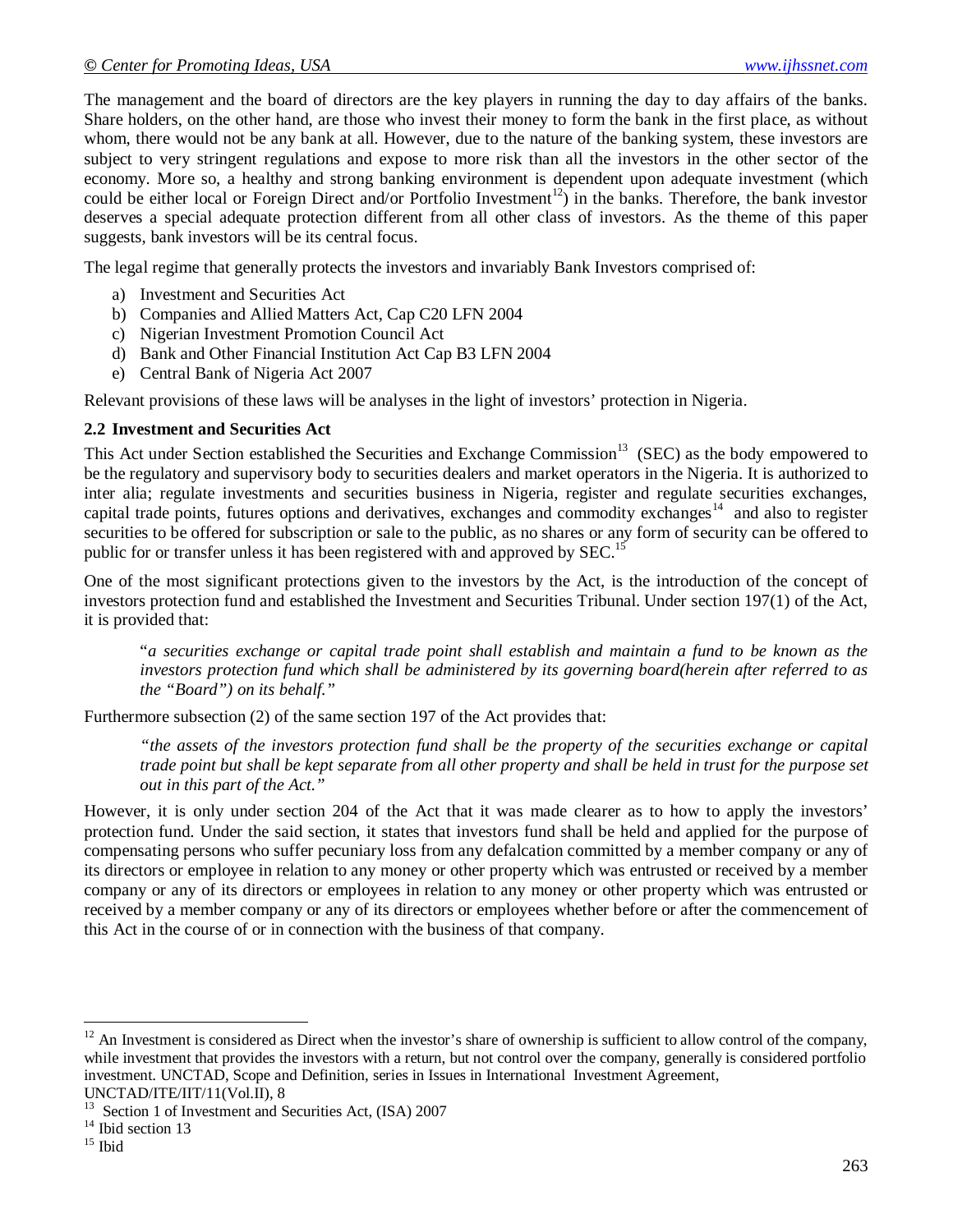The management and the board of directors are the key players in running the day to day affairs of the banks. Share holders, on the other hand, are those who invest their money to form the bank in the first place, as without whom, there would not be any bank at all. However, due to the nature of the banking system, these investors are subject to very stringent regulations and expose to more risk than all the investors in the other sector of the economy. More so, a healthy and strong banking environment is dependent upon adequate investment (which could be either local or Foreign Direct and/or Portfolio Investment[12]) in the banks. Therefore, the bank investor deserves a special adequate protection different from all other class of investors. As the theme of this paper suggests, bank investors will be its central focus.

The legal regime that generally protects the investors and invariably Bank Investors comprised of:

a) Investment and Securities Act
b) Companies and Allied Matters Act, Cap C20 LFN 2004
c) Nigerian Investment Promotion Council Act
d) Bank and Other Financial Institution Act Cap B3 LFN 2004
e) Central Bank of Nigeria Act 2007

Relevant provisions of these laws will be analyses in the light of investors' protection in Nigeria.

### 2.2 Investment and Securities Act

This Act under Section established the Securities and Exchange Commission[13] (SEC) as the body empowered to be the regulatory and supervisory body to securities dealers and market operators in the Nigeria. It is authorized to inter alia; regulate investments and securities business in Nigeria, register and regulate securities exchanges, capital trade points, futures options and derivatives, exchanges and commodity exchanges[14] and also to register securities to be offered for subscription or sale to the public, as no shares or any form of security can be offered to public for or transfer unless it has been registered with and approved by SEC.[15]

One of the most significant protections given to the investors by the Act, is the introduction of the concept of investors protection fund and established the Investment and Securities Tribunal. Under section 197(1) of the Act, it is provided that:

> "*a securities exchange or capital trade point shall establish and maintain a fund to be known as the investors protection fund which shall be administered by its governing board(herein after referred to as the "Board") on its behalf.*"

Furthermore subsection (2) of the same section 197 of the Act provides that:

> *"the assets of the investors protection fund shall be the property of the securities exchange or capital trade point but shall be kept separate from all other property and shall be held in trust for the purpose set out in this part of the Act."*

However, it is only under section 204 of the Act that it was made clearer as to how to apply the investors' protection fund. Under the said section, it states that investors fund shall be held and applied for the purpose of compensating persons who suffer pecuniary loss from any defalcation committed by a member company or any of its directors or employee in relation to any money or other property which was entrusted or received by a member company or any of its directors or employees in relation to any money or other property which was entrusted or received by a member company or any of its directors or employees whether before or after the commencement of this Act in the course of or in connection with the business of that company.

---

[12] An Investment is considered as Direct when the investor's share of ownership is sufficient to allow control of the company, while investment that provides the investors with a return, but not control over the company, generally is considered portfolio investment. UNCTAD, Scope and Definition, series in Issues in International Investment Agreement, UNCTAD/ITE/IIT/11(Vol.II), 8

[13] Section 1 of Investment and Securities Act, (ISA) 2007

[14] Ibid section 13

[15] Ibid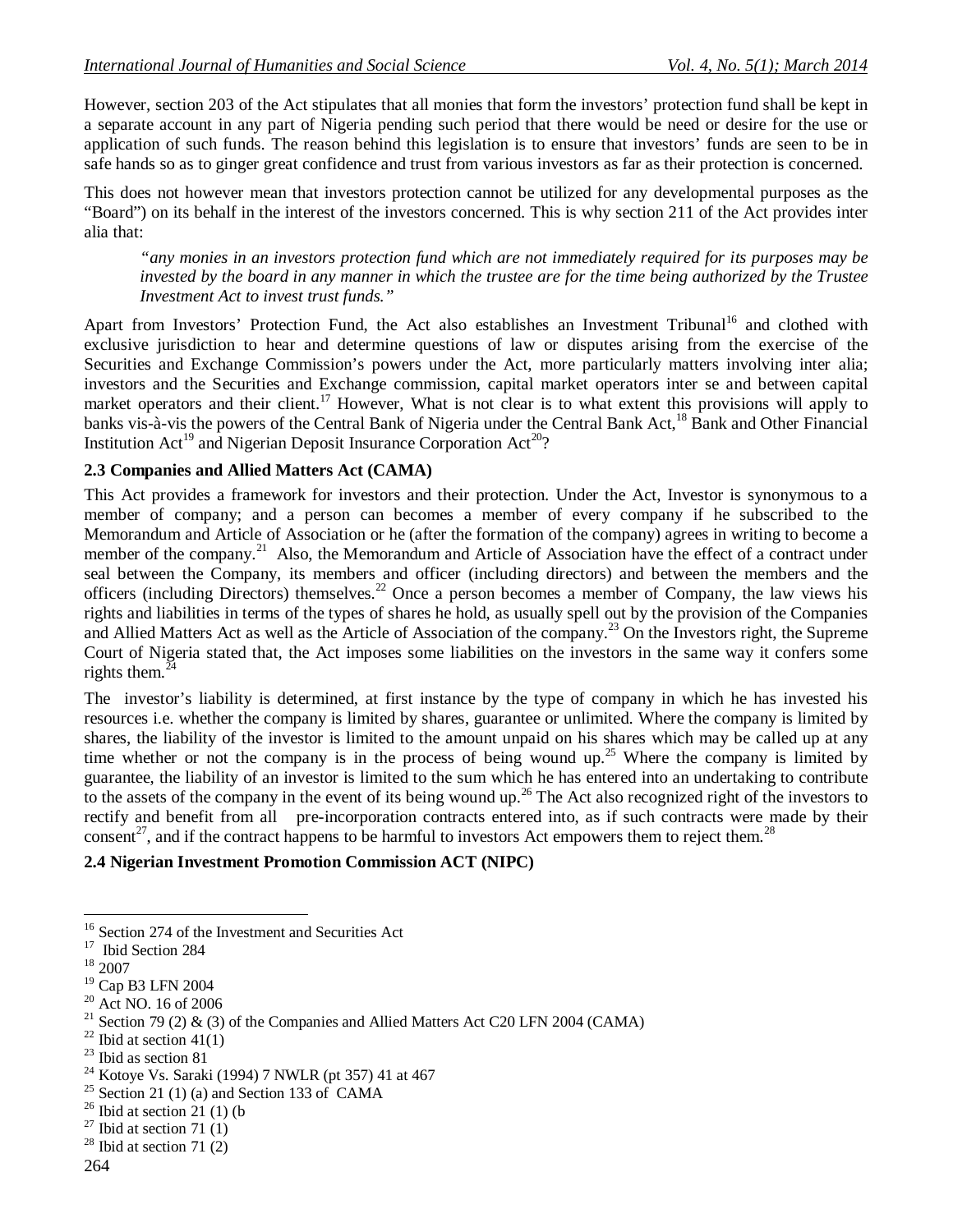However, section 203 of the Act stipulates that all monies that form the investors' protection fund shall be kept in a separate account in any part of Nigeria pending such period that there would be need or desire for the use or application of such funds. The reason behind this legislation is to ensure that investors' funds are seen to be in safe hands so as to ginger great confidence and trust from various investors as far as their protection is concerned.

This does not however mean that investors protection cannot be utilized for any developmental purposes as the "Board") on its behalf in the interest of the investors concerned. This is why section 211 of the Act provides inter alia that:

> *"any monies in an investors protection fund which are not immediately required for its purposes may be invested by the board in any manner in which the trustee are for the time being authorized by the Trustee Investment Act to invest trust funds."*

Apart from Investors' Protection Fund, the Act also establishes an Investment Tribunal[16] and clothed with exclusive jurisdiction to hear and determine questions of law or disputes arising from the exercise of the Securities and Exchange Commission's powers under the Act, more particularly matters involving inter alia; investors and the Securities and Exchange commission, capital market operators inter se and between capital market operators and their client.[17] However, What is not clear is to what extent this provisions will apply to banks vis-à-vis the powers of the Central Bank of Nigeria under the Central Bank Act,[18] Bank and Other Financial Institution Act[19] and Nigerian Deposit Insurance Corporation Act[20]?

### 2.3 Companies and Allied Matters Act (CAMA)

This Act provides a framework for investors and their protection. Under the Act, Investor is synonymous to a member of company; and a person can becomes a member of every company if he subscribed to the Memorandum and Article of Association or he (after the formation of the company) agrees in writing to become a member of the company.[21] Also, the Memorandum and Article of Association have the effect of a contract under seal between the Company, its members and officer (including directors) and between the members and the officers (including Directors) themselves.[22] Once a person becomes a member of Company, the law views his rights and liabilities in terms of the types of shares he hold, as usually spell out by the provision of the Companies and Allied Matters Act as well as the Article of Association of the company.[23] On the Investors right, the Supreme Court of Nigeria stated that, the Act imposes some liabilities on the investors in the same way it confers some rights them.[24]

The investor's liability is determined, at first instance by the type of company in which he has invested his resources i.e. whether the company is limited by shares, guarantee or unlimited. Where the company is limited by shares, the liability of the investor is limited to the amount unpaid on his shares which may be called up at any time whether or not the company is in the process of being wound up.[25] Where the company is limited by guarantee, the liability of an investor is limited to the sum which he has entered into an undertaking to contribute to the assets of the company in the event of its being wound up.[26] The Act also recognized right of the investors to rectify and benefit from all pre-incorporation contracts entered into, as if such contracts were made by their consent[27], and if the contract happens to be harmful to investors Act empowers them to reject them.[28]

### 2.4 Nigerian Investment Promotion Commission ACT (NIPC)

---

[16] Section 274 of the Investment and Securities Act

[17] Ibid Section 284

[18] 2007

[19] Cap B3 LFN 2004

[20] Act NO. 16 of 2006

[21] Section 79 (2) & (3) of the Companies and Allied Matters Act C20 LFN 2004 (CAMA)

[22] Ibid at section 41(1)

[23] Ibid as section 81

[24] Kotoye Vs. Saraki (1994) 7 NWLR (pt 357) 41 at 467

[25] Section 21 (1) (a) and Section 133 of CAMA

[26] Ibid at section 21 (1) (b

[27] Ibid at section 71 (1)

[28] Ibid at section 71 (2)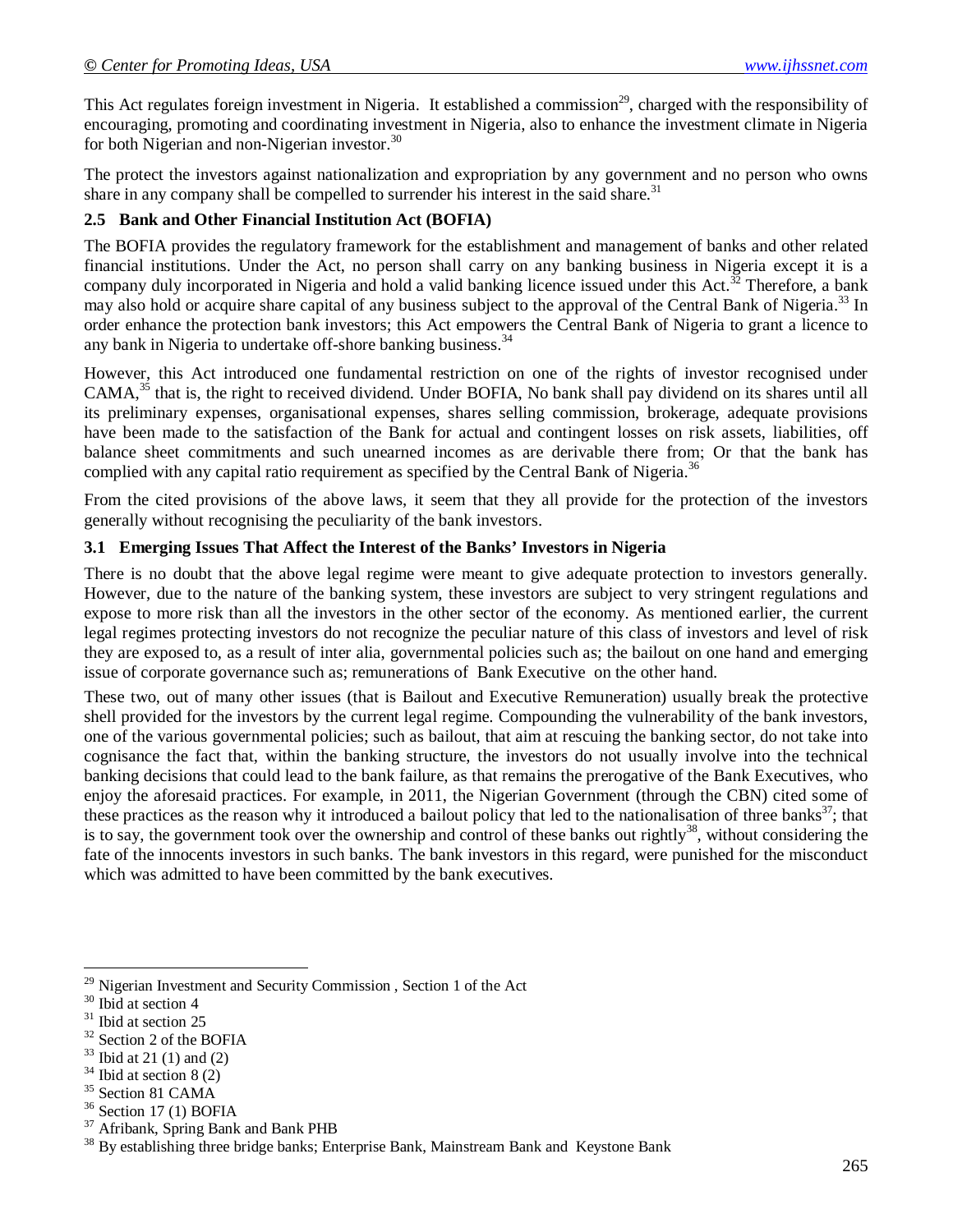This Act regulates foreign investment in Nigeria. It established a commission[29], charged with the responsibility of encouraging, promoting and coordinating investment in Nigeria, also to enhance the investment climate in Nigeria for both Nigerian and non-Nigerian investor.[30]

The protect the investors against nationalization and expropriation by any government and no person who owns share in any company shall be compelled to surrender his interest in the said share.[31]

### 2.5 Bank and Other Financial Institution Act (BOFIA)

The BOFIA provides the regulatory framework for the establishment and management of banks and other related financial institutions. Under the Act, no person shall carry on any banking business in Nigeria except it is a company duly incorporated in Nigeria and hold a valid banking licence issued under this Act.[32] Therefore, a bank may also hold or acquire share capital of any business subject to the approval of the Central Bank of Nigeria.[33] In order enhance the protection bank investors; this Act empowers the Central Bank of Nigeria to grant a licence to any bank in Nigeria to undertake off-shore banking business.[34]

However, this Act introduced one fundamental restriction on one of the rights of investor recognised under CAMA,[35] that is, the right to received dividend. Under BOFIA, No bank shall pay dividend on its shares until all its preliminary expenses, organisational expenses, shares selling commission, brokerage, adequate provisions have been made to the satisfaction of the Bank for actual and contingent losses on risk assets, liabilities, off balance sheet commitments and such unearned incomes as are derivable there from; Or that the bank has complied with any capital ratio requirement as specified by the Central Bank of Nigeria.[36]

From the cited provisions of the above laws, it seem that they all provide for the protection of the investors generally without recognising the peculiarity of the bank investors.

### 3.1 Emerging Issues That Affect the Interest of the Banks' Investors in Nigeria

There is no doubt that the above legal regime were meant to give adequate protection to investors generally. However, due to the nature of the banking system, these investors are subject to very stringent regulations and expose to more risk than all the investors in the other sector of the economy. As mentioned earlier, the current legal regimes protecting investors do not recognize the peculiar nature of this class of investors and level of risk they are exposed to, as a result of inter alia, governmental policies such as; the bailout on one hand and emerging issue of corporate governance such as; remunerations of Bank Executive on the other hand.

These two, out of many other issues (that is Bailout and Executive Remuneration) usually break the protective shell provided for the investors by the current legal regime. Compounding the vulnerability of the bank investors, one of the various governmental policies; such as bailout, that aim at rescuing the banking sector, do not take into cognisance the fact that, within the banking structure, the investors do not usually involve into the technical banking decisions that could lead to the bank failure, as that remains the prerogative of the Bank Executives, who enjoy the aforesaid practices. For example, in 2011, the Nigerian Government (through the CBN) cited some of these practices as the reason why it introduced a bailout policy that led to the nationalisation of three banks[37]; that is to say, the government took over the ownership and control of these banks out rightly[38], without considering the fate of the innocents investors in such banks. The bank investors in this regard, were punished for the misconduct which was admitted to have been committed by the bank executives.

---

[29] Nigerian Investment and Security Commission , Section 1 of the Act

[30] Ibid at section 4

[31] Ibid at section 25

[32] Section 2 of the BOFIA

[33] Ibid at 21 (1) and (2)

[34] Ibid at section 8 (2)

[35] Section 81 CAMA

[36] Section 17 (1) BOFIA

[37] Afribank, Spring Bank and Bank PHB

[38] By establishing three bridge banks; Enterprise Bank, Mainstream Bank and Keystone Bank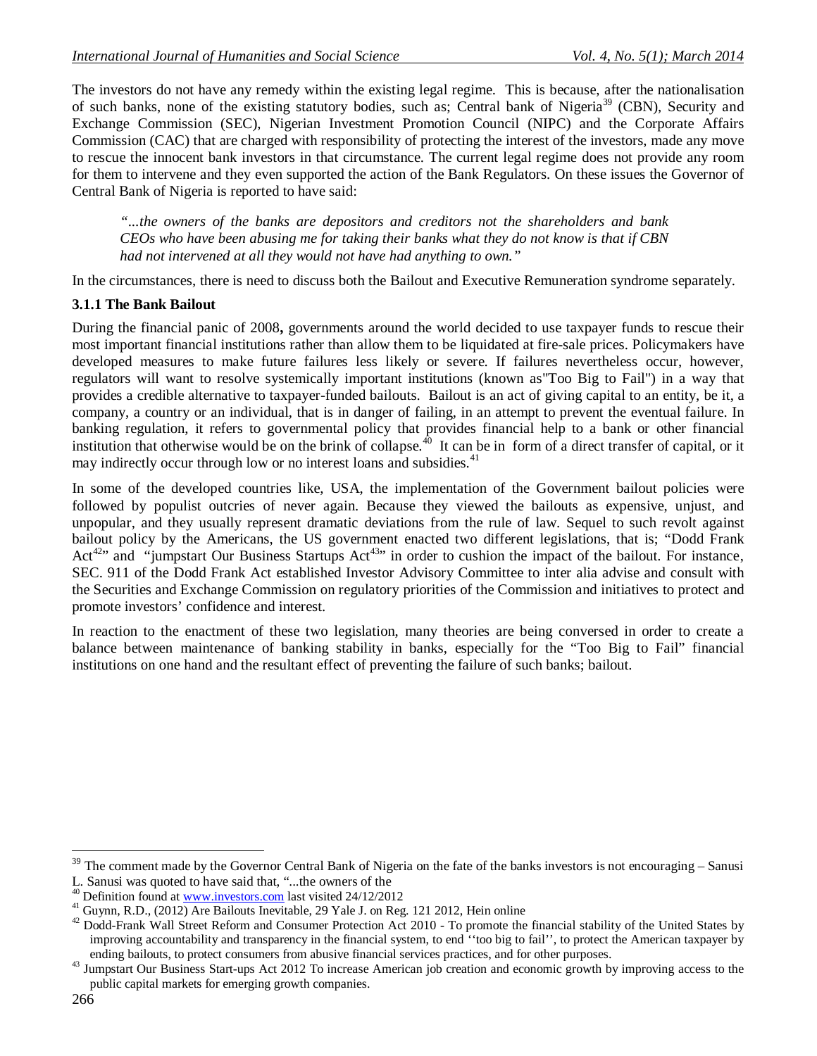The investors do not have any remedy within the existing legal regime. This is because, after the nationalisation of such banks, none of the existing statutory bodies, such as; Central bank of Nigeria[39] (CBN), Security and Exchange Commission (SEC), Nigerian Investment Promotion Council (NIPC) and the Corporate Affairs Commission (CAC) that are charged with responsibility of protecting the interest of the investors, made any move to rescue the innocent bank investors in that circumstance. The current legal regime does not provide any room for them to intervene and they even supported the action of the Bank Regulators. On these issues the Governor of Central Bank of Nigeria is reported to have said:

> *"...the owners of the banks are depositors and creditors not the shareholders and bank CEOs who have been abusing me for taking their banks what they do not know is that if CBN had not intervened at all they would not have had anything to own."*

In the circumstances, there is need to discuss both the Bailout and Executive Remuneration syndrome separately.

### 3.1.1 The Bank Bailout

During the financial panic of 2008**,** governments around the world decided to use taxpayer funds to rescue their most important financial institutions rather than allow them to be liquidated at fire-sale prices. Policymakers have developed measures to make future failures less likely or severe. If failures nevertheless occur, however, regulators will want to resolve systemically important institutions (known as"Too Big to Fail") in a way that provides a credible alternative to taxpayer-funded bailouts. Bailout is an act of giving capital to an entity, be it, a company, a country or an individual, that is in danger of failing, in an attempt to prevent the eventual failure. In banking regulation, it refers to governmental policy that provides financial help to a bank or other financial institution that otherwise would be on the brink of collapse.[40] It can be in form of a direct transfer of capital, or it may indirectly occur through low or no interest loans and subsidies.[41]

In some of the developed countries like, USA, the implementation of the Government bailout policies were followed by populist outcries of never again. Because they viewed the bailouts as expensive, unjust, and unpopular, and they usually represent dramatic deviations from the rule of law. Sequel to such revolt against bailout policy by the Americans, the US government enacted two different legislations, that is; "Dodd Frank Act[42]" and "jumpstart Our Business Startups Act[43]" in order to cushion the impact of the bailout. For instance, SEC. 911 of the Dodd Frank Act established Investor Advisory Committee to inter alia advise and consult with the Securities and Exchange Commission on regulatory priorities of the Commission and initiatives to protect and promote investors' confidence and interest.

In reaction to the enactment of these two legislation, many theories are being conversed in order to create a balance between maintenance of banking stability in banks, especially for the "Too Big to Fail" financial institutions on one hand and the resultant effect of preventing the failure of such banks; bailout.

---

[39] The comment made by the Governor Central Bank of Nigeria on the fate of the banks investors is not encouraging – Sanusi L. Sanusi was quoted to have said that, "...the owners of the

[40] Definition found at www.investors.com last visited 24/12/2012

[41] Guynn, R.D., (2012) Are Bailouts Inevitable, 29 Yale J. on Reg. 121 2012, Hein online

[42] Dodd-Frank Wall Street Reform and Consumer Protection Act 2010 - To promote the financial stability of the United States by improving accountability and transparency in the financial system, to end ''too big to fail'', to protect the American taxpayer by ending bailouts, to protect consumers from abusive financial services practices, and for other purposes.

[43] Jumpstart Our Business Start-ups Act 2012 To increase American job creation and economic growth by improving access to the public capital markets for emerging growth companies.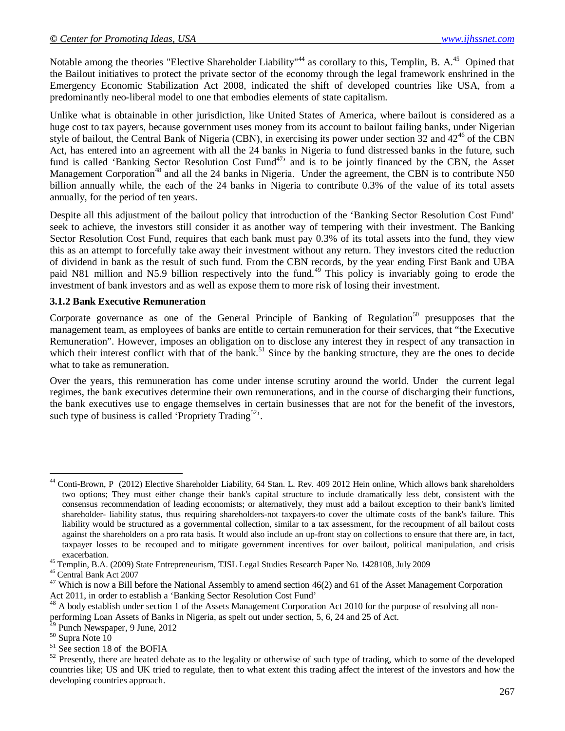Notable among the theories "Elective Shareholder Liability"[44] as corollary to this, Templin, B. A.[45] Opined that the Bailout initiatives to protect the private sector of the economy through the legal framework enshrined in the Emergency Economic Stabilization Act 2008, indicated the shift of developed countries like USA, from a predominantly neo-liberal model to one that embodies elements of state capitalism.

Unlike what is obtainable in other jurisdiction, like United States of America, where bailout is considered as a huge cost to tax payers, because government uses money from its account to bailout failing banks, under Nigerian style of bailout, the Central Bank of Nigeria (CBN), in exercising its power under section 32 and 42[46] of the CBN Act, has entered into an agreement with all the 24 banks in Nigeria to fund distressed banks in the future, such fund is called 'Banking Sector Resolution Cost Fund[47]' and is to be jointly financed by the CBN, the Asset Management Corporation[48] and all the 24 banks in Nigeria. Under the agreement, the CBN is to contribute N50 billion annually while, the each of the 24 banks in Nigeria to contribute 0.3% of the value of its total assets annually, for the period of ten years.

Despite all this adjustment of the bailout policy that introduction of the 'Banking Sector Resolution Cost Fund' seek to achieve, the investors still consider it as another way of tempering with their investment. The Banking Sector Resolution Cost Fund, requires that each bank must pay 0.3% of its total assets into the fund, they view this as an attempt to forcefully take away their investment without any return. They investors cited the reduction of dividend in bank as the result of such fund. From the CBN records, by the year ending First Bank and UBA paid N81 million and N5.9 billion respectively into the fund.[49] This policy is invariably going to erode the investment of bank investors and as well as expose them to more risk of losing their investment.

### 3.1.2 Bank Executive Remuneration

Corporate governance as one of the General Principle of Banking of Regulation[50] presupposes that the management team, as employees of banks are entitle to certain remuneration for their services, that "the Executive Remuneration". However, imposes an obligation on to disclose any interest they in respect of any transaction in which their interest conflict with that of the bank.[51] Since by the banking structure, they are the ones to decide what to take as remuneration.

Over the years, this remuneration has come under intense scrutiny around the world. Under the current legal regimes, the bank executives determine their own remunerations, and in the course of discharging their functions, the bank executives use to engage themselves in certain businesses that are not for the benefit of the investors, such type of business is called 'Propriety Trading[52]'.

---

[44] Conti-Brown, P (2012) Elective Shareholder Liability, 64 Stan. L. Rev. 409 2012 Hein online, Which allows bank shareholders two options; They must either change their bank's capital structure to include dramatically less debt, consistent with the consensus recommendation of leading economists; or alternatively, they must add a bailout exception to their bank's limited shareholder- liability status, thus requiring shareholders-not taxpayers-to cover the ultimate costs of the bank's failure. This liability would be structured as a governmental collection, similar to a tax assessment, for the recoupment of all bailout costs against the shareholders on a pro rata basis. It would also include an up-front stay on collections to ensure that there are, in fact, taxpayer losses to be recouped and to mitigate government incentives for over bailout, political manipulation, and crisis exacerbation.

[45] Templin, B.A. (2009) State Entrepreneurism, TJSL Legal Studies Research Paper No. 1428108, July 2009

[46] Central Bank Act 2007

[47] Which is now a Bill before the National Assembly to amend section 46(2) and 61 of the Asset Management Corporation Act 2011, in order to establish a 'Banking Sector Resolution Cost Fund'

[48] A body establish under section 1 of the Assets Management Corporation Act 2010 for the purpose of resolving all non-performing Loan Assets of Banks in Nigeria, as spelt out under section, 5, 6, 24 and 25 of Act.

[49] Punch Newspaper, 9 June, 2012

[50] Supra Note 10

[51] See section 18 of the BOFIA

[52] Presently, there are heated debate as to the legality or otherwise of such type of trading, which to some of the developed countries like; US and UK tried to regulate, then to what extent this trading affect the interest of the investors and how the developing countries approach.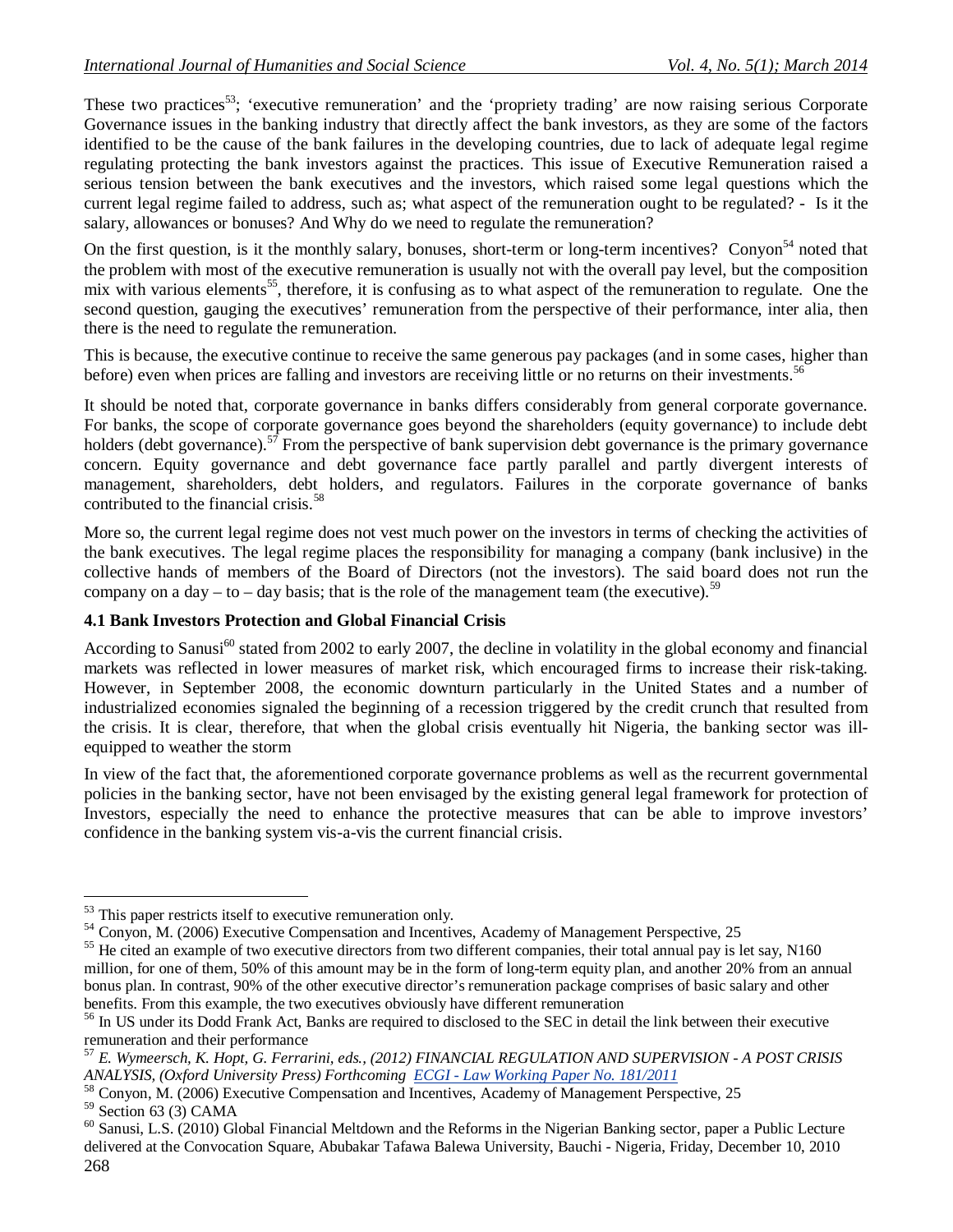These two practices[53]; 'executive remuneration' and the 'propriety trading' are now raising serious Corporate Governance issues in the banking industry that directly affect the bank investors, as they are some of the factors identified to be the cause of the bank failures in the developing countries, due to lack of adequate legal regime regulating protecting the bank investors against the practices. This issue of Executive Remuneration raised a serious tension between the bank executives and the investors, which raised some legal questions which the current legal regime failed to address, such as; what aspect of the remuneration ought to be regulated? - Is it the salary, allowances or bonuses? And Why do we need to regulate the remuneration?

On the first question, is it the monthly salary, bonuses, short-term or long-term incentives? Conyon[54] noted that the problem with most of the executive remuneration is usually not with the overall pay level, but the composition mix with various elements[55], therefore, it is confusing as to what aspect of the remuneration to regulate. One the second question, gauging the executives' remuneration from the perspective of their performance, inter alia, then there is the need to regulate the remuneration.

This is because, the executive continue to receive the same generous pay packages (and in some cases, higher than before) even when prices are falling and investors are receiving little or no returns on their investments.[56]

It should be noted that, corporate governance in banks differs considerably from general corporate governance. For banks, the scope of corporate governance goes beyond the shareholders (equity governance) to include debt holders (debt governance).[57] From the perspective of bank supervision debt governance is the primary governance concern. Equity governance and debt governance face partly parallel and partly divergent interests of management, shareholders, debt holders, and regulators. Failures in the corporate governance of banks contributed to the financial crisis.[58]

More so, the current legal regime does not vest much power on the investors in terms of checking the activities of the bank executives. The legal regime places the responsibility for managing a company (bank inclusive) in the collective hands of members of the Board of Directors (not the investors). The said board does not run the company on a day – to – day basis; that is the role of the management team (the executive).[59]

### 4.1 Bank Investors Protection and Global Financial Crisis

According to Sanusi[60] stated from 2002 to early 2007, the decline in volatility in the global economy and financial markets was reflected in lower measures of market risk, which encouraged firms to increase their risk-taking. However, in September 2008, the economic downturn particularly in the United States and a number of industrialized economies signaled the beginning of a recession triggered by the credit crunch that resulted from the crisis. It is clear, therefore, that when the global crisis eventually hit Nigeria, the banking sector was ill-equipped to weather the storm

In view of the fact that, the aforementioned corporate governance problems as well as the recurrent governmental policies in the banking sector, have not been envisaged by the existing general legal framework for protection of Investors, especially the need to enhance the protective measures that can be able to improve investors' confidence in the banking system vis-a-vis the current financial crisis.

---

[53] This paper restricts itself to executive remuneration only.

[54] Conyon, M. (2006) Executive Compensation and Incentives, Academy of Management Perspective, 25

[55] He cited an example of two executive directors from two different companies, their total annual pay is let say, N160 million, for one of them, 50% of this amount may be in the form of long-term equity plan, and another 20% from an annual bonus plan. In contrast, 90% of the other executive director's remuneration package comprises of basic salary and other benefits. From this example, the two executives obviously have different remuneration

[56] In US under its Dodd Frank Act, Banks are required to disclosed to the SEC in detail the link between their executive remuneration and their performance

[57] *E. Wymeersch, K. Hopt, G. Ferrarini, eds., (2012) FINANCIAL REGULATION AND SUPERVISION - A POST CRISIS ANALYSIS, (Oxford University Press) Forthcoming ECGI - Law Working Paper No. 181/2011*

[58] Conyon, M. (2006) Executive Compensation and Incentives, Academy of Management Perspective, 25

[59] Section 63 (3) CAMA

[60] Sanusi, L.S. (2010) Global Financial Meltdown and the Reforms in the Nigerian Banking sector, paper a Public Lecture delivered at the Convocation Square, Abubakar Tafawa Balewa University, Bauchi - Nigeria, Friday, December 10, 2010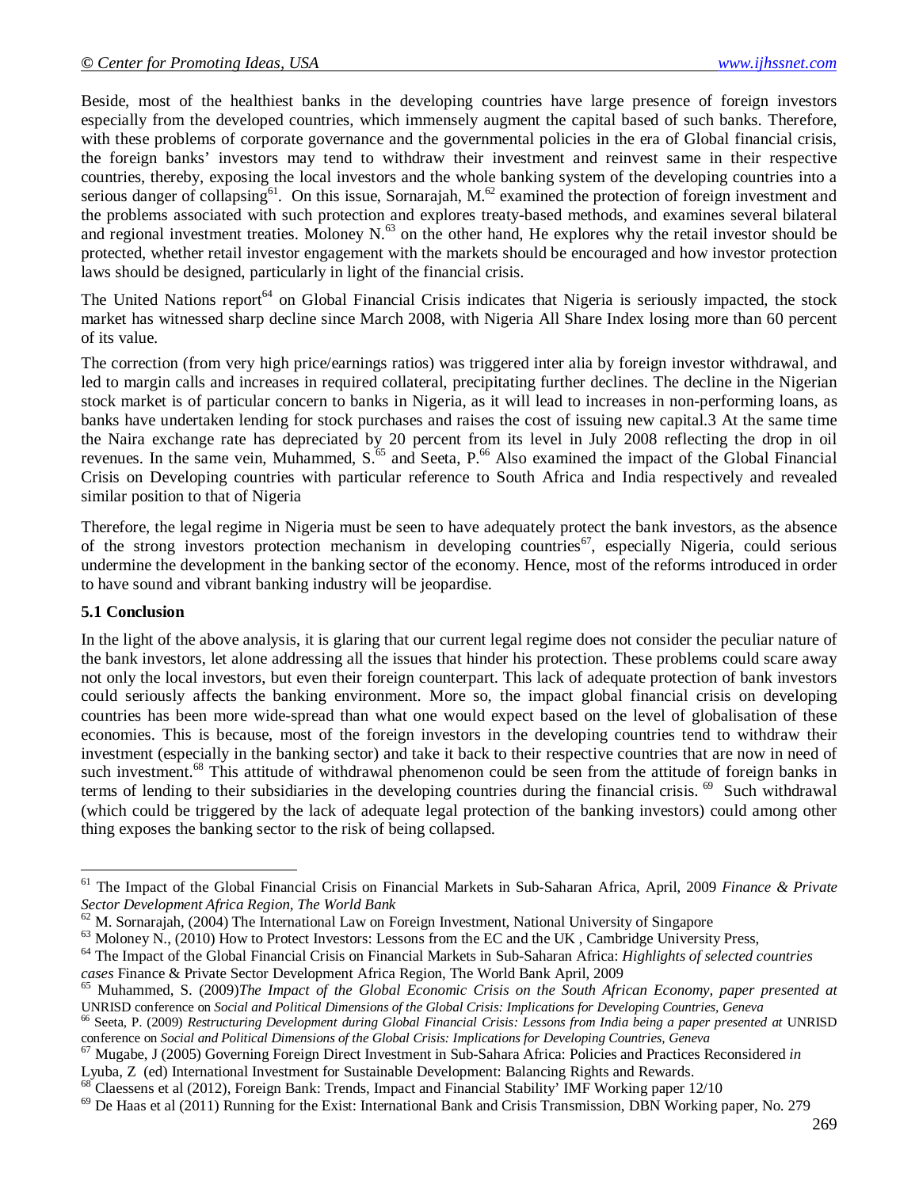Beside, most of the healthiest banks in the developing countries have large presence of foreign investors especially from the developed countries, which immensely augment the capital based of such banks. Therefore, with these problems of corporate governance and the governmental policies in the era of Global financial crisis, the foreign banks' investors may tend to withdraw their investment and reinvest same in their respective countries, thereby, exposing the local investors and the whole banking system of the developing countries into a serious danger of collapsing[61]. On this issue, Sornarajah, M.[62] examined the protection of foreign investment and the problems associated with such protection and explores treaty-based methods, and examines several bilateral and regional investment treaties. Moloney N.[63] on the other hand, He explores why the retail investor should be protected, whether retail investor engagement with the markets should be encouraged and how investor protection laws should be designed, particularly in light of the financial crisis.

The United Nations report[64] on Global Financial Crisis indicates that Nigeria is seriously impacted, the stock market has witnessed sharp decline since March 2008, with Nigeria All Share Index losing more than 60 percent of its value.

The correction (from very high price/earnings ratios) was triggered inter alia by foreign investor withdrawal, and led to margin calls and increases in required collateral, precipitating further declines. The decline in the Nigerian stock market is of particular concern to banks in Nigeria, as it will lead to increases in non-performing loans, as banks have undertaken lending for stock purchases and raises the cost of issuing new capital.3 At the same time the Naira exchange rate has depreciated by 20 percent from its level in July 2008 reflecting the drop in oil revenues. In the same vein, Muhammed, S.[65] and Seeta, P.[66] Also examined the impact of the Global Financial Crisis on Developing countries with particular reference to South Africa and India respectively and revealed similar position to that of Nigeria

Therefore, the legal regime in Nigeria must be seen to have adequately protect the bank investors, as the absence of the strong investors protection mechanism in developing countries[67], especially Nigeria, could serious undermine the development in the banking sector of the economy. Hence, most of the reforms introduced in order to have sound and vibrant banking industry will be jeopardise.

### 5.1 Conclusion

In the light of the above analysis, it is glaring that our current legal regime does not consider the peculiar nature of the bank investors, let alone addressing all the issues that hinder his protection. These problems could scare away not only the local investors, but even their foreign counterpart. This lack of adequate protection of bank investors could seriously affects the banking environment. More so, the impact global financial crisis on developing countries has been more wide-spread than what one would expect based on the level of globalisation of these economies. This is because, most of the foreign investors in the developing countries tend to withdraw their investment (especially in the banking sector) and take it back to their respective countries that are now in need of such investment.[68] This attitude of withdrawal phenomenon could be seen from the attitude of foreign banks in terms of lending to their subsidiaries in the developing countries during the financial crisis.[69] Such withdrawal (which could be triggered by the lack of adequate legal protection of the banking investors) could among other thing exposes the banking sector to the risk of being collapsed.

---

[61] The Impact of the Global Financial Crisis on Financial Markets in Sub-Saharan Africa, April, 2009 *Finance & Private Sector Development Africa Region, The World Bank*

[62] M. Sornarajah, (2004) The International Law on Foreign Investment, National University of Singapore

[63] Moloney N., (2010) How to Protect Investors: Lessons from the EC and the UK , Cambridge University Press,

[64] The Impact of the Global Financial Crisis on Financial Markets in Sub-Saharan Africa: *Highlights of selected countries cases* Finance & Private Sector Development Africa Region, The World Bank April, 2009

[65] Muhammed, S. (2009)*The Impact of the Global Economic Crisis on the South African Economy, paper presented at* UNRISD conference on *Social and Political Dimensions of the Global Crisis: Implications for Developing Countries, Geneva*

[66] Seeta, P. (2009) *Restructuring Development during Global Financial Crisis: Lessons from India being a paper presented at* UNRISD conference on *Social and Political Dimensions of the Global Crisis: Implications for Developing Countries, Geneva*

[67] Mugabe, J (2005) Governing Foreign Direct Investment in Sub-Sahara Africa: Policies and Practices Reconsidered *in* Lyuba, Z (ed) International Investment for Sustainable Development: Balancing Rights and Rewards.

[68] Claessens et al (2012), Foreign Bank: Trends, Impact and Financial Stability' IMF Working paper 12/10

[69] De Haas et al (2011) Running for the Exist: International Bank and Crisis Transmission, DBN Working paper, No. 279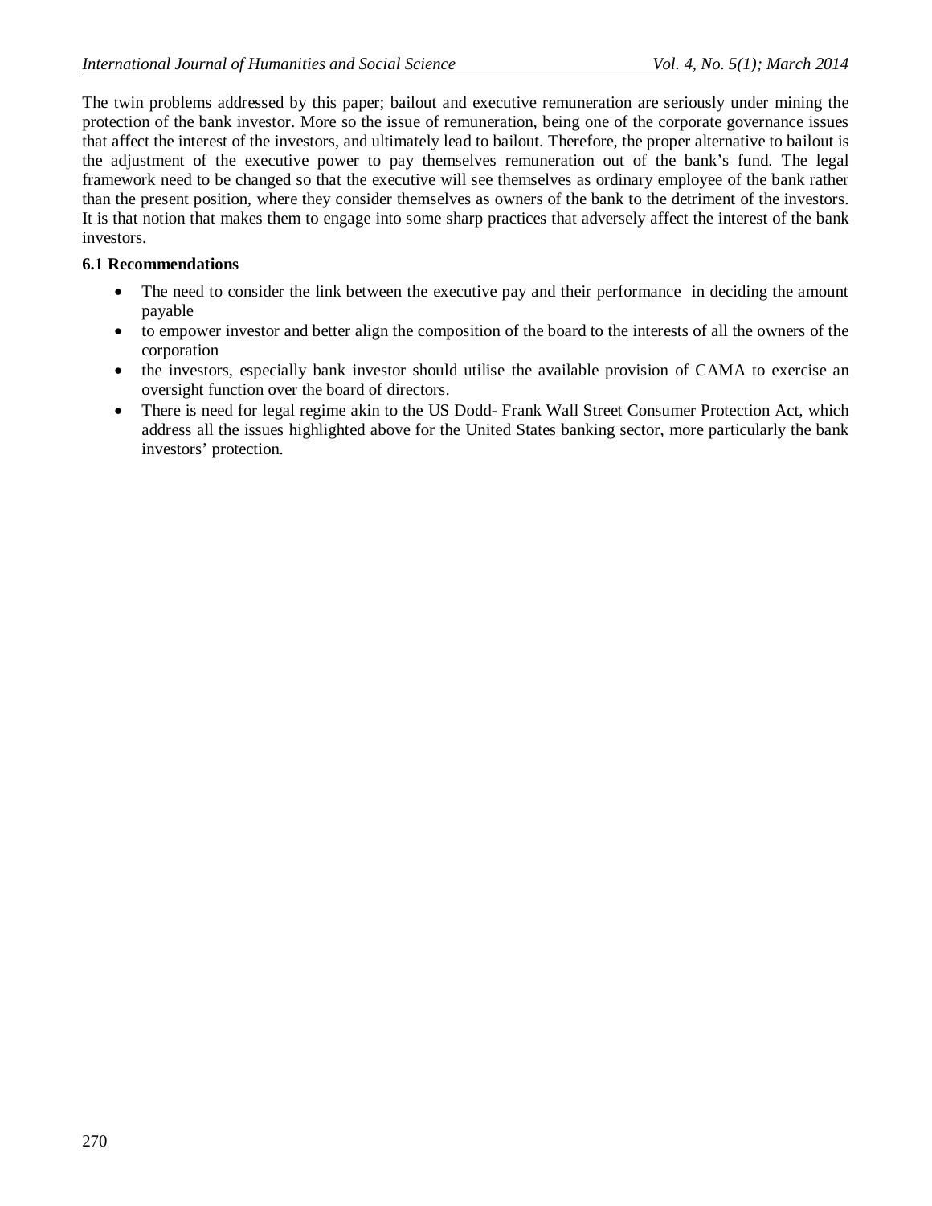The twin problems addressed by this paper; bailout and executive remuneration are seriously under mining the protection of the bank investor. More so the issue of remuneration, being one of the corporate governance issues that affect the interest of the investors, and ultimately lead to bailout. Therefore, the proper alternative to bailout is the adjustment of the executive power to pay themselves remuneration out of the bank's fund. The legal framework need to be changed so that the executive will see themselves as ordinary employee of the bank rather than the present position, where they consider themselves as owners of the bank to the detriment of the investors. It is that notion that makes them to engage into some sharp practices that adversely affect the interest of the bank investors.

**6.1 Recommendations**

- The need to consider the link between the executive pay and their performance in deciding the amount payable
- to empower investor and better align the composition of the board to the interests of all the owners of the corporation
- the investors, especially bank investor should utilise the available provision of CAMA to exercise an oversight function over the board of directors.
- There is need for legal regime akin to the US Dodd- Frank Wall Street Consumer Protection Act, which address all the issues highlighted above for the United States banking sector, more particularly the bank investors' protection.